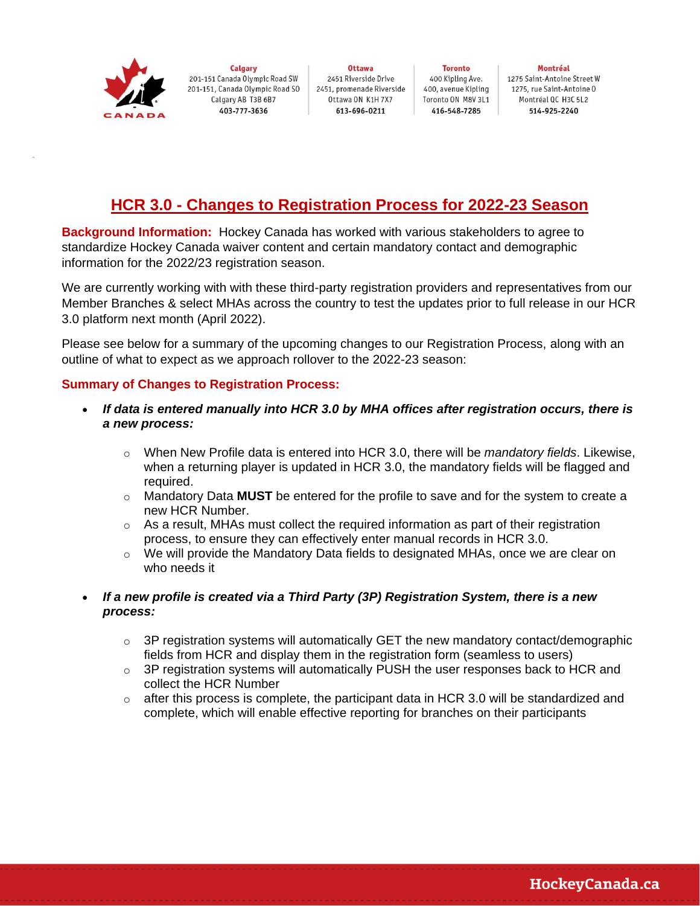Calgary
201-151 Canada Olympic Road SW
201-151, Canada Olympic Road SO
Calgary AB T3B 6B7
403-777-3636

Ottawa
2451 Riverside Drive
2451, promenade Riverside
Ottawa ON K1H 7X7
613-696-0211

Toronto
400 Kipling Ave.
400, avenue Kipling
Toronto ON M8V 3L1
416-548-7285

Montréal
1275 Saint-Antoine Street W
1275, rue Saint-Antoine O
Montréal QC H3C 5L2
514-925-2240

# HCR 3.0 - Changes to Registration Process for 2022-23 Season

**Background Information:** Hockey Canada has worked with various stakeholders to agree to standardize Hockey Canada waiver content and certain mandatory contact and demographic information for the 2022/23 registration season.

We are currently working with with these third-party registration providers and representatives from our Member Branches & select MHAs across the country to test the updates prior to full release in our HCR 3.0 platform next month (April 2022).

Please see below for a summary of the upcoming changes to our Registration Process, along with an outline of what to expect as we approach rollover to the 2022-23 season:

## Summary of Changes to Registration Process:

- ***If data is entered manually into HCR 3.0 by MHA offices after registration occurs, there is a new process:***
  - When New Profile data is entered into HCR 3.0, there will be *mandatory fields*. Likewise, when a returning player is updated in HCR 3.0, the mandatory fields will be flagged and required.
  - Mandatory Data **MUST** be entered for the profile to save and for the system to create a new HCR Number.
  - As a result, MHAs must collect the required information as part of their registration process, to ensure they can effectively enter manual records in HCR 3.0.
  - We will provide the Mandatory Data fields to designated MHAs, once we are clear on who needs it

- ***If a new profile is created via a Third Party (3P) Registration System, there is a new process:***
  - 3P registration systems will automatically GET the new mandatory contact/demographic fields from HCR and display them in the registration form (seamless to users)
  - 3P registration systems will automatically PUSH the user responses back to HCR and collect the HCR Number
  - after this process is complete, the participant data in HCR 3.0 will be standardized and complete, which will enable effective reporting for branches on their participants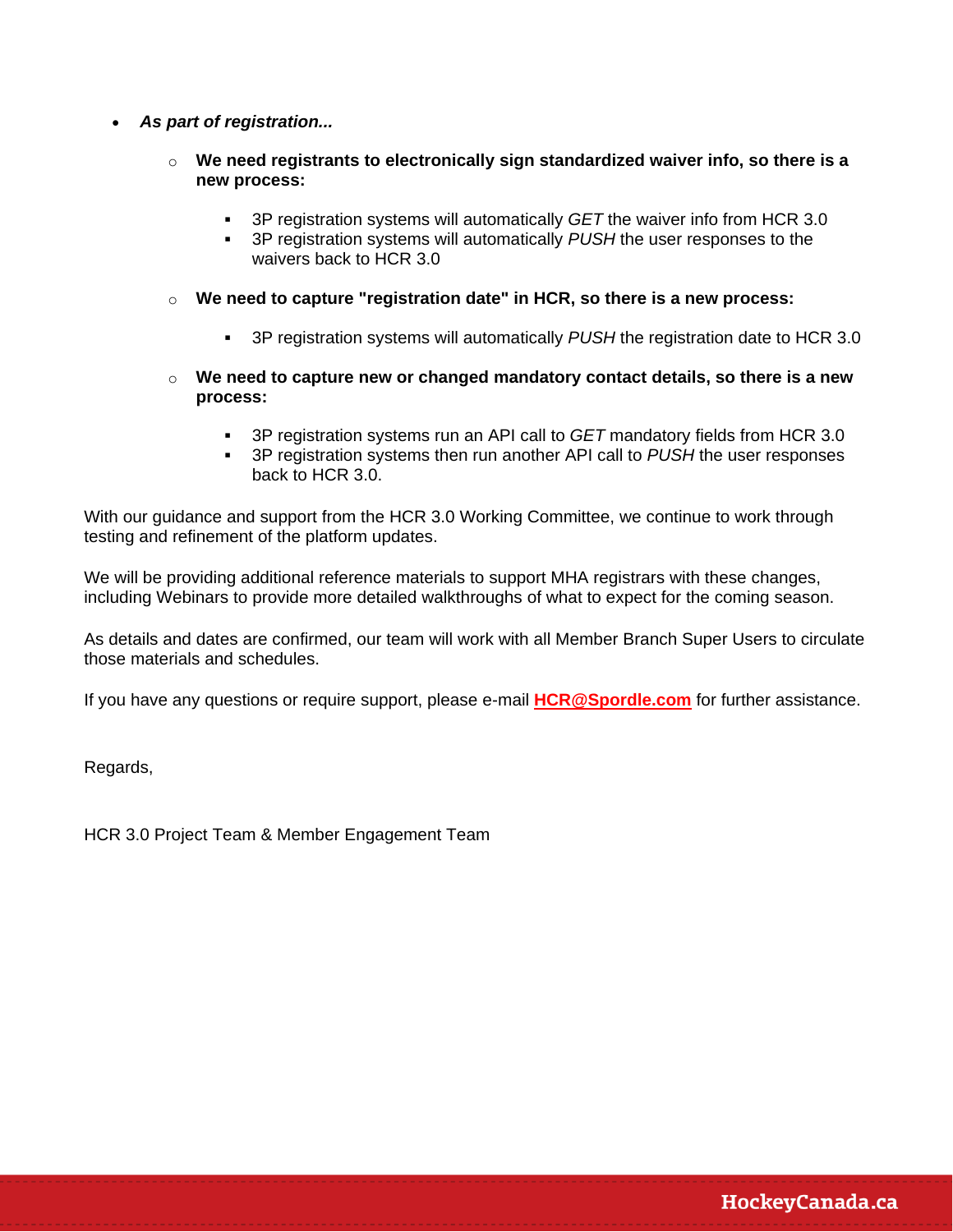- ***As part of registration...***
  - **We need registrants to electronically sign standardized waiver info, so there is a new process:**
    - 3P registration systems will automatically *GET* the waiver info from HCR 3.0
    - 3P registration systems will automatically *PUSH* the user responses to the waivers back to HCR 3.0
  - **We need to capture "registration date" in HCR, so there is a new process:**
    - 3P registration systems will automatically *PUSH* the registration date to HCR 3.0
  - **We need to capture new or changed mandatory contact details, so there is a new process:**
    - 3P registration systems run an API call to *GET* mandatory fields from HCR 3.0
    - 3P registration systems then run another API call to *PUSH* the user responses back to HCR 3.0.

With our guidance and support from the HCR 3.0 Working Committee, we continue to work through testing and refinement of the platform updates.

We will be providing additional reference materials to support MHA registrars with these changes, including Webinars to provide more detailed walkthroughs of what to expect for the coming season.

As details and dates are confirmed, our team will work with all Member Branch Super Users to circulate those materials and schedules.

If you have any questions or require support, please e-mail **HCR@Spordle.com** for further assistance.

Regards,

HCR 3.0 Project Team & Member Engagement Team